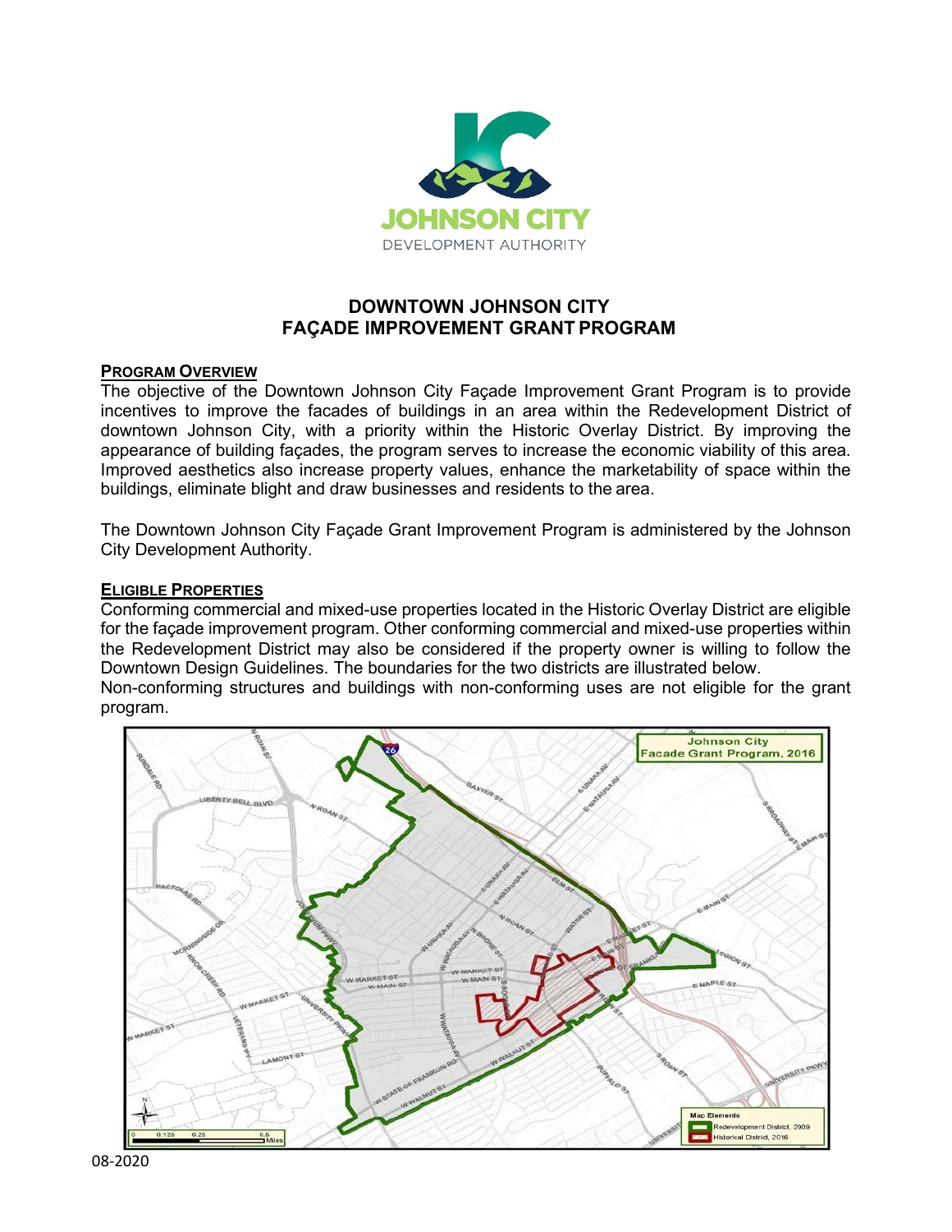# DOWNTOWN JOHNSON CITY FAÇADE IMPROVEMENT GRANT PROGRAM

## PROGRAM OVERVIEW

The objective of the Downtown Johnson City Façade Improvement Grant Program is to provide incentives to improve the facades of buildings in an area within the Redevelopment District of downtown Johnson City, with a priority within the Historic Overlay District. By improving the appearance of building façades, the program serves to increase the economic viability of this area. Improved aesthetics also increase property values, enhance the marketability of space within the buildings, eliminate blight and draw businesses and residents to the area.

The Downtown Johnson City Façade Grant Improvement Program is administered by the Johnson City Development Authority.

## ELIGIBLE PROPERTIES

Conforming commercial and mixed-use properties located in the Historic Overlay District are eligible for the façade improvement program. Other conforming commercial and mixed-use properties within the Redevelopment District may also be considered if the property owner is willing to follow the Downtown Design Guidelines. The boundaries for the two districts are illustrated below.

Non-conforming structures and buildings with non-conforming uses are not eligible for the grant program.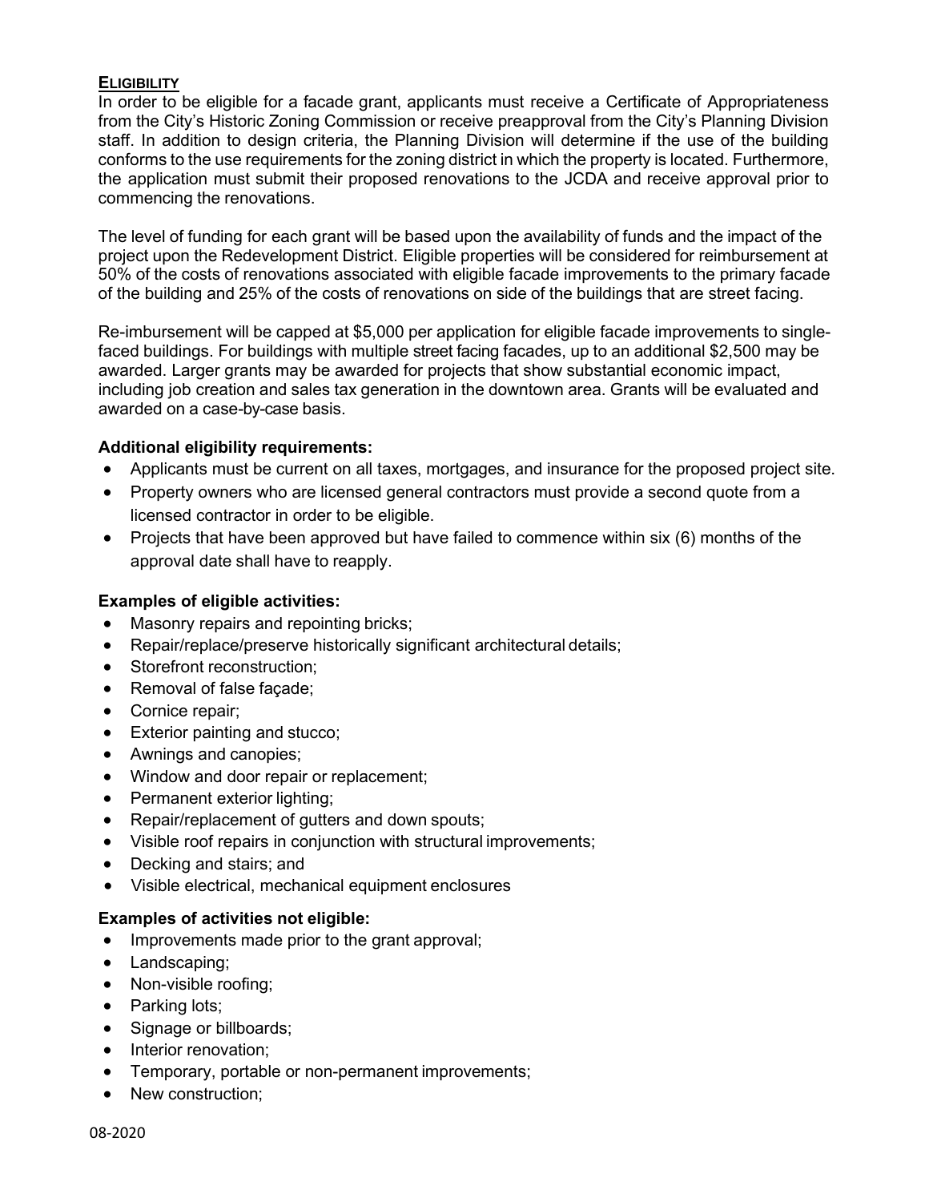## ELIGIBILITY

In order to be eligible for a facade grant, applicants must receive a Certificate of Appropriateness from the City's Historic Zoning Commission or receive preapproval from the City's Planning Division staff. In addition to design criteria, the Planning Division will determine if the use of the building conforms to the use requirements for the zoning district in which the property is located. Furthermore, the application must submit their proposed renovations to the JCDA and receive approval prior to commencing the renovations.

The level of funding for each grant will be based upon the availability of funds and the impact of the project upon the Redevelopment District. Eligible properties will be considered for reimbursement at 50% of the costs of renovations associated with eligible facade improvements to the primary facade of the building and 25% of the costs of renovations on side of the buildings that are street facing.

Re-imbursement will be capped at $5,000 per application for eligible facade improvements to single-faced buildings. For buildings with multiple street facing facades, up to an additional $2,500 may be awarded. Larger grants may be awarded for projects that show substantial economic impact, including job creation and sales tax generation in the downtown area. Grants will be evaluated and awarded on a case-by-case basis.

**Additional eligibility requirements:**

- Applicants must be current on all taxes, mortgages, and insurance for the proposed project site.
- Property owners who are licensed general contractors must provide a second quote from a licensed contractor in order to be eligible.
- Projects that have been approved but have failed to commence within six (6) months of the approval date shall have to reapply.

**Examples of eligible activities:**

- Masonry repairs and repointing bricks;
- Repair/replace/preserve historically significant architectural details;
- Storefront reconstruction;
- Removal of false façade;
- Cornice repair;
- Exterior painting and stucco;
- Awnings and canopies;
- Window and door repair or replacement;
- Permanent exterior lighting;
- Repair/replacement of gutters and down spouts;
- Visible roof repairs in conjunction with structural improvements;
- Decking and stairs; and
- Visible electrical, mechanical equipment enclosures

**Examples of activities not eligible:**

- Improvements made prior to the grant approval;
- Landscaping;
- Non-visible roofing;
- Parking lots;
- Signage or billboards;
- Interior renovation;
- Temporary, portable or non-permanent improvements;
- New construction;

08-2020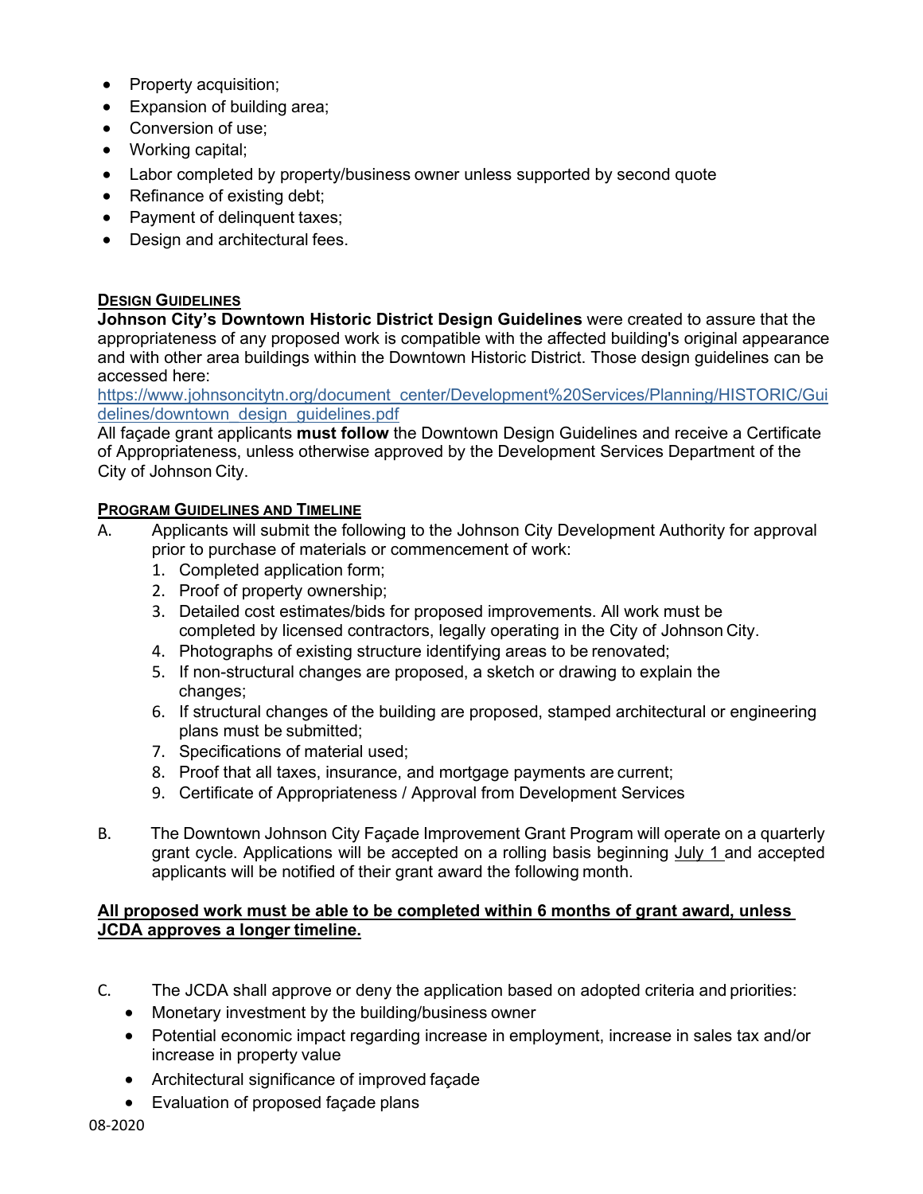- Property acquisition;
- Expansion of building area;
- Conversion of use;
- Working capital;
- Labor completed by property/business owner unless supported by second quote
- Refinance of existing debt;
- Payment of delinquent taxes;
- Design and architectural fees.

## Design Guidelines

**Johnson City's Downtown Historic District Design Guidelines** were created to assure that the appropriateness of any proposed work is compatible with the affected building's original appearance and with other area buildings within the Downtown Historic District. Those design guidelines can be accessed here:
https://www.johnsoncitytn.org/document_center/Development%20Services/Planning/HISTORIC/Guidelines/downtown_design_guidelines.pdf

All façade grant applicants **must follow** the Downtown Design Guidelines and receive a Certificate of Appropriateness, unless otherwise approved by the Development Services Department of the City of Johnson City.

## Program Guidelines and Timeline

A. Applicants will submit the following to the Johnson City Development Authority for approval prior to purchase of materials or commencement of work:
   1. Completed application form;
   2. Proof of property ownership;
   3. Detailed cost estimates/bids for proposed improvements. All work must be completed by licensed contractors, legally operating in the City of Johnson City.
   4. Photographs of existing structure identifying areas to be renovated;
   5. If non-structural changes are proposed, a sketch or drawing to explain the changes;
   6. If structural changes of the building are proposed, stamped architectural or engineering plans must be submitted;
   7. Specifications of material used;
   8. Proof that all taxes, insurance, and mortgage payments are current;
   9. Certificate of Appropriateness / Approval from Development Services

B. The Downtown Johnson City Façade Improvement Grant Program will operate on a quarterly grant cycle. Applications will be accepted on a rolling basis beginning July 1 and accepted applicants will be notified of their grant award the following month.

**All proposed work must be able to be completed within 6 months of grant award, unless JCDA approves a longer timeline.**

C. The JCDA shall approve or deny the application based on adopted criteria and priorities:
   - Monetary investment by the building/business owner
   - Potential economic impact regarding increase in employment, increase in sales tax and/or increase in property value
   - Architectural significance of improved façade
   - Evaluation of proposed façade plans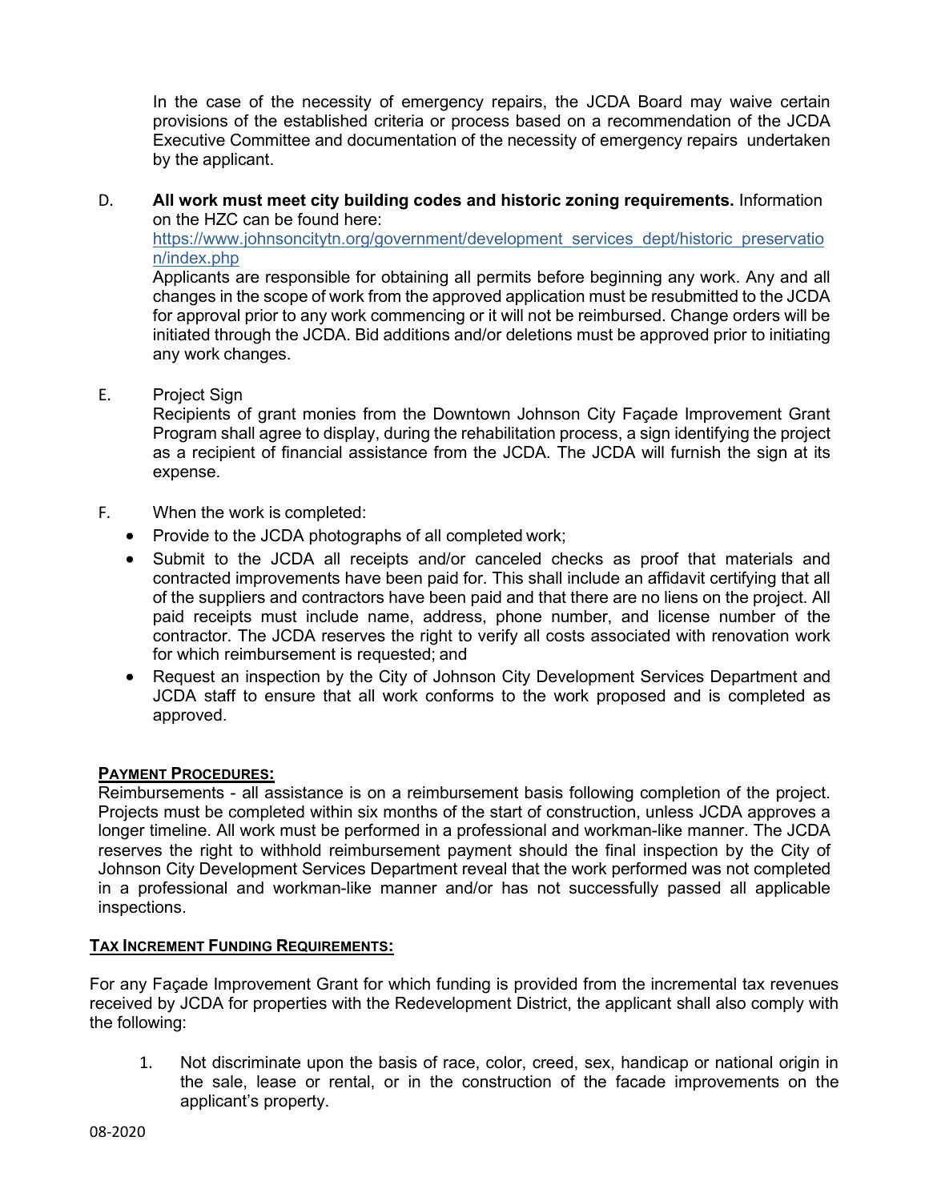In the case of the necessity of emergency repairs, the JCDA Board may waive certain provisions of the established criteria or process based on a recommendation of the JCDA Executive Committee and documentation of the necessity of emergency repairs undertaken by the applicant.

D. **All work must meet city building codes and historic zoning requirements.** Information on the HZC can be found here: [https://www.johnsoncitytn.org/government/development_services_dept/historic_preservation/index.php](https://www.johnsoncitytn.org/government/development_services_dept/historic_preservation/index.php)
Applicants are responsible for obtaining all permits before beginning any work. Any and all changes in the scope of work from the approved application must be resubmitted to the JCDA for approval prior to any work commencing or it will not be reimbursed. Change orders will be initiated through the JCDA. Bid additions and/or deletions must be approved prior to initiating any work changes.

E. Project Sign
Recipients of grant monies from the Downtown Johnson City Façade Improvement Grant Program shall agree to display, during the rehabilitation process, a sign identifying the project as a recipient of financial assistance from the JCDA. The JCDA will furnish the sign at its expense.

F. When the work is completed:

- Provide to the JCDA photographs of all completed work;
- Submit to the JCDA all receipts and/or canceled checks as proof that materials and contracted improvements have been paid for. This shall include an affidavit certifying that all of the suppliers and contractors have been paid and that there are no liens on the project. All paid receipts must include name, address, phone number, and license number of the contractor. The JCDA reserves the right to verify all costs associated with renovation work for which reimbursement is requested; and
- Request an inspection by the City of Johnson City Development Services Department and JCDA staff to ensure that all work conforms to the work proposed and is completed as approved.

**PAYMENT PROCEDURES:**

Reimbursements - all assistance is on a reimbursement basis following completion of the project. Projects must be completed within six months of the start of construction, unless JCDA approves a longer timeline. All work must be performed in a professional and workman-like manner. The JCDA reserves the right to withhold reimbursement payment should the final inspection by the City of Johnson City Development Services Department reveal that the work performed was not completed in a professional and workman-like manner and/or has not successfully passed all applicable inspections.

**TAX INCREMENT FUNDING REQUIREMENTS:**

For any Façade Improvement Grant for which funding is provided from the incremental tax revenues received by JCDA for properties with the Redevelopment District, the applicant shall also comply with the following:

1. Not discriminate upon the basis of race, color, creed, sex, handicap or national origin in the sale, lease or rental, or in the construction of the facade improvements on the applicant's property.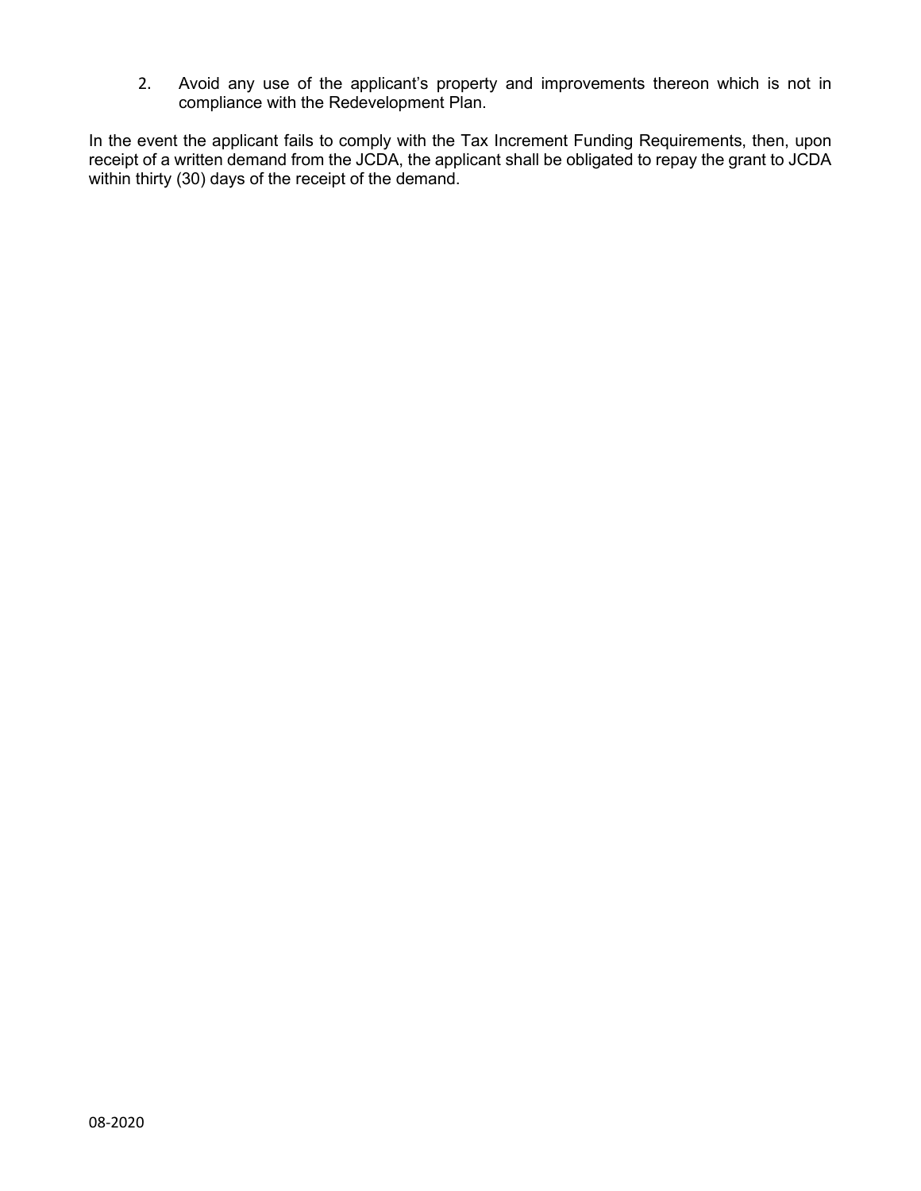2. Avoid any use of the applicant's property and improvements thereon which is not in compliance with the Redevelopment Plan.

In the event the applicant fails to comply with the Tax Increment Funding Requirements, then, upon receipt of a written demand from the JCDA, the applicant shall be obligated to repay the grant to JCDA within thirty (30) days of the receipt of the demand.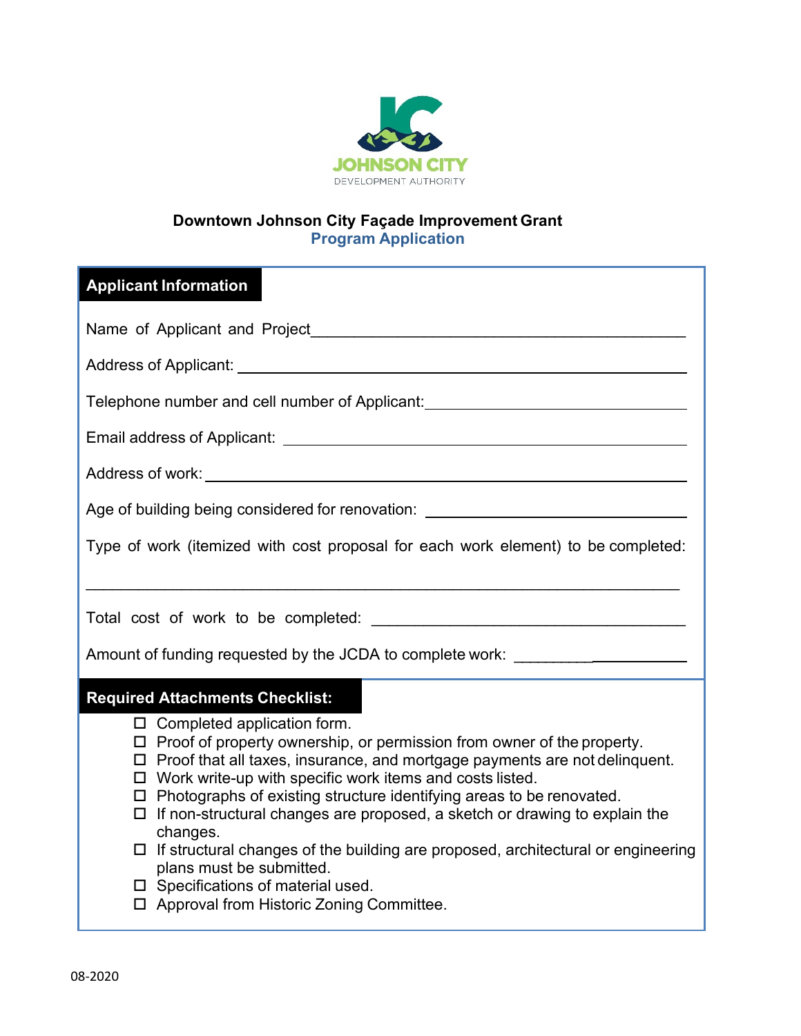JOHNSON CITY
DEVELOPMENT AUTHORITY

# Downtown Johnson City Façade Improvement Grant
## Program Application

### Applicant Information

Name of Applicant and Project___________________________________________

Address of Applicant: ___________________________________________

Telephone number and cell number of Applicant:___________________________

Email address of Applicant: ___________________________________________

Address of work: ___________________________________________

Age of building being considered for renovation: ___________________________

Type of work (itemized with cost proposal for each work element) to be completed:

___________________________________________________________________

Total cost of work to be completed: ___________________________________

Amount of funding requested by the JCDA to complete work: ____________________

### Required Attachments Checklist:

- ☐ Completed application form.
- ☐ Proof of property ownership, or permission from owner of the property.
- ☐ Proof that all taxes, insurance, and mortgage payments are not delinquent.
- ☐ Work write-up with specific work items and costs listed.
- ☐ Photographs of existing structure identifying areas to be renovated.
- ☐ If non-structural changes are proposed, a sketch or drawing to explain the changes.
- ☐ If structural changes of the building are proposed, architectural or engineering plans must be submitted.
- ☐ Specifications of material used.
- ☐ Approval from Historic Zoning Committee.

08-2020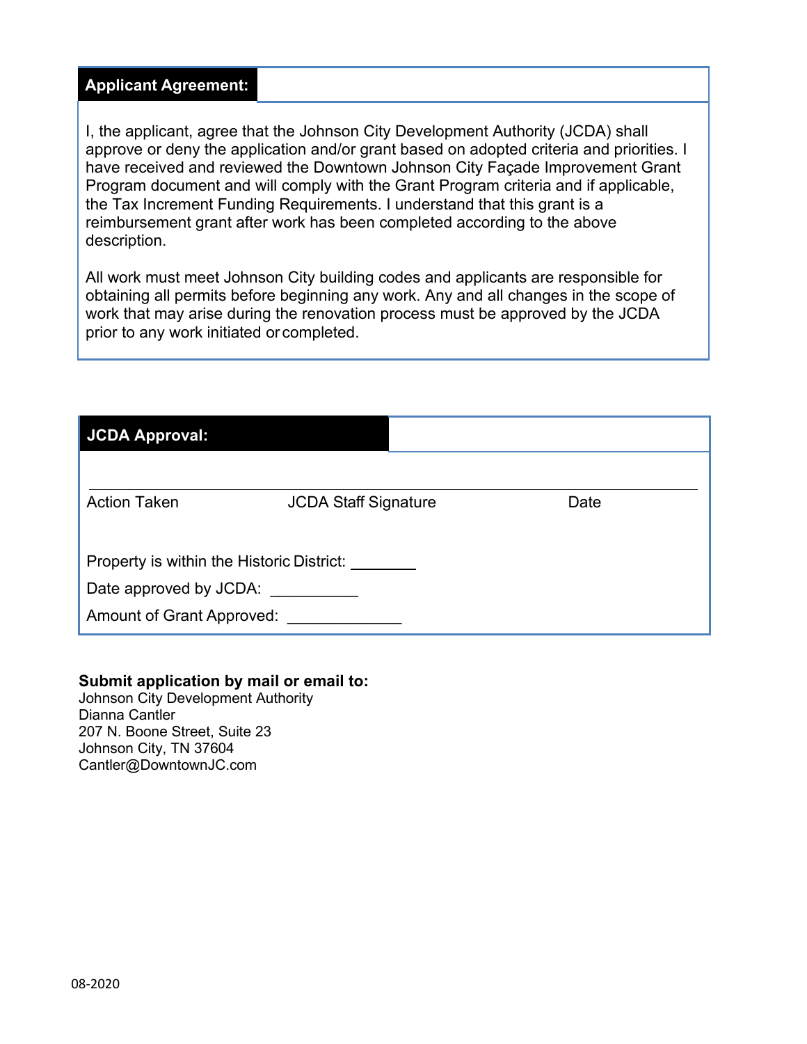## Applicant Agreement:

I, the applicant, agree that the Johnson City Development Authority (JCDA) shall approve or deny the application and/or grant based on adopted criteria and priorities. I have received and reviewed the Downtown Johnson City Façade Improvement Grant Program document and will comply with the Grant Program criteria and if applicable, the Tax Increment Funding Requirements. I understand that this grant is a reimbursement grant after work has been completed according to the above description.

All work must meet Johnson City building codes and applicants are responsible for obtaining all permits before beginning any work. Any and all changes in the scope of work that may arise during the renovation process must be approved by the JCDA prior to any work initiated or completed.

## JCDA Approval:

\_\_\_\_\_\_\_\_\_\_\_\_\_\_\_\_\_\_\_\_\_\_\_\_\_\_\_\_\_\_\_\_\_\_\_\_\_\_\_\_\_\_\_\_\_\_\_\_\_\_\_\_\_\_\_\_\_\_\_\_\_\_\_\_\_\_\_\_\_\_

Action Taken JCDA Staff Signature Date

Property is within the Historic District: \_\_\_\_\_\_\_\_

Date approved by JCDA: \_\_\_\_\_\_\_\_\_\_

Amount of Grant Approved: \_\_\_\_\_\_\_\_\_\_\_\_\_

**Submit application by mail or email to:**
Johnson City Development Authority
Dianna Cantler
207 N. Boone Street, Suite 23
Johnson City, TN 37604
Cantler@DowntownJC.com

08-2020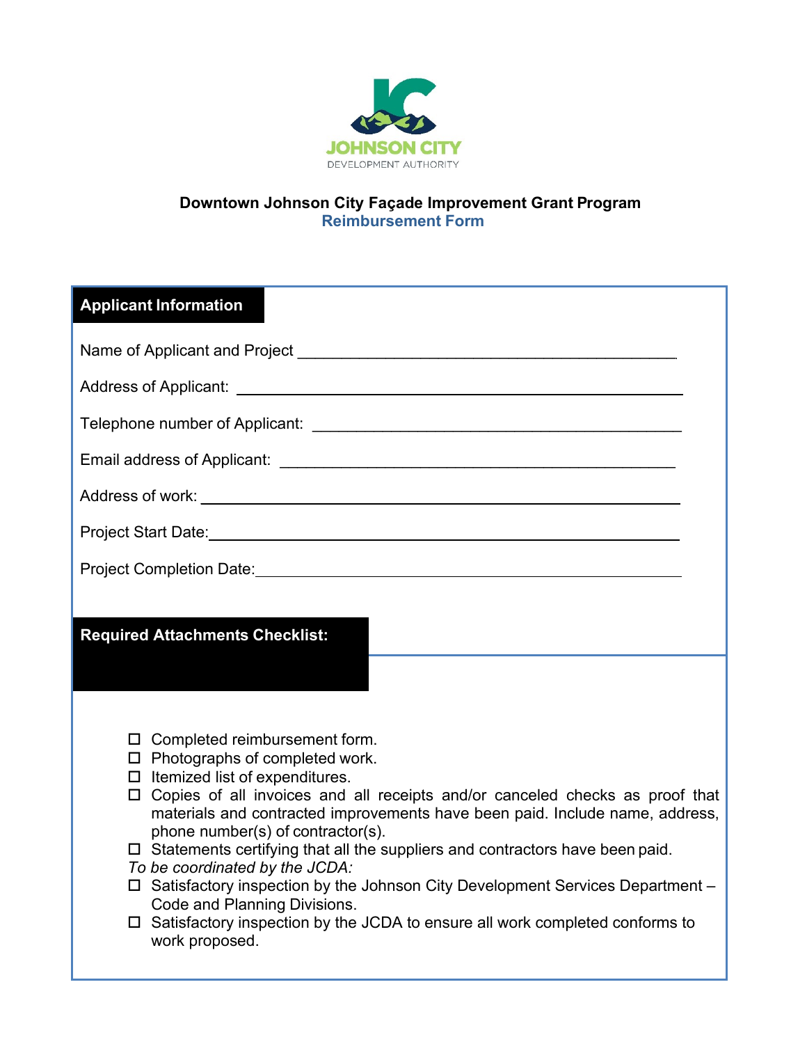JOHNSON CITY
DEVELOPMENT AUTHORITY

**Downtown Johnson City Façade Improvement Grant Program**
**Reimbursement Form**

## Applicant Information

Name of Applicant and Project ___________________________________________

Address of Applicant: ___________________________________________

Telephone number of Applicant: ___________________________________________

Email address of Applicant: ___________________________________________

Address of work: ___________________________________________

Project Start Date: ___________________________________________

Project Completion Date: ___________________________________________

## Required Attachments Checklist:

- ☐ Completed reimbursement form.
- ☐ Photographs of completed work.
- ☐ Itemized list of expenditures.
- ☐ Copies of all invoices and all receipts and/or canceled checks as proof that materials and contracted improvements have been paid. Include name, address, phone number(s) of contractor(s).
- ☐ Statements certifying that all the suppliers and contractors have been paid.

*To be coordinated by the JCDA:*

- ☐ Satisfactory inspection by the Johnson City Development Services Department – Code and Planning Divisions.
- ☐ Satisfactory inspection by the JCDA to ensure all work completed conforms to work proposed.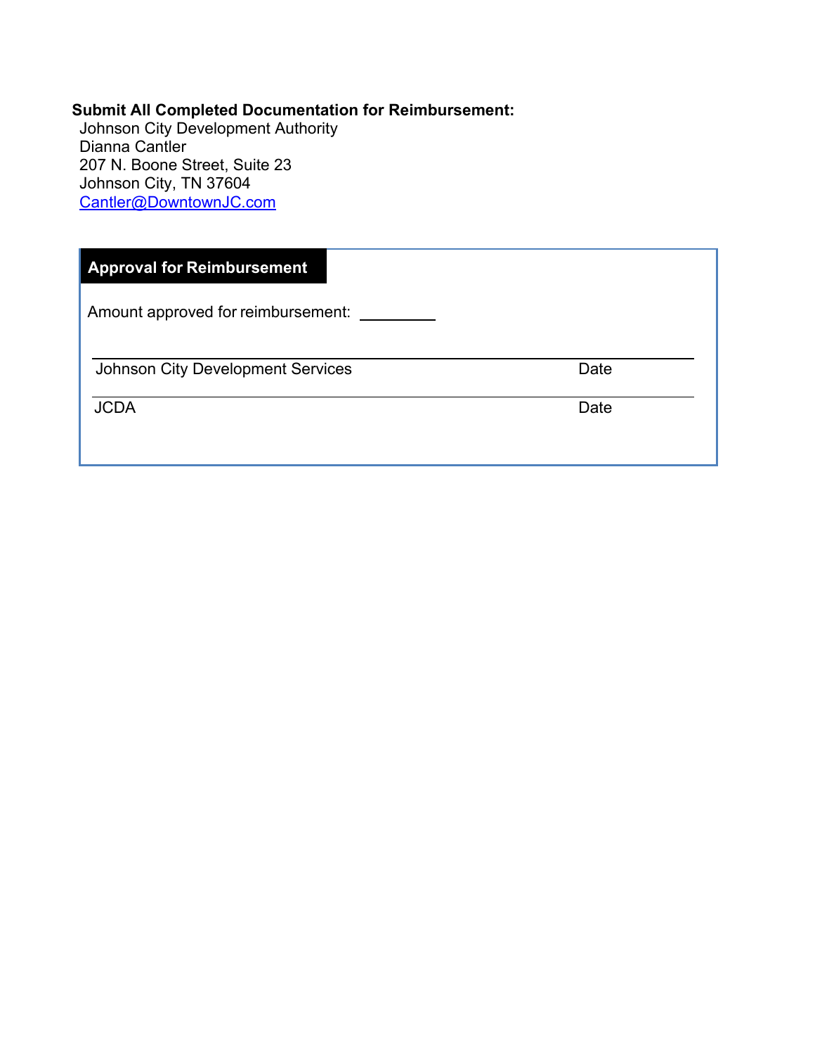**Submit All Completed Documentation for Reimbursement:**

Johnson City Development Authority
Dianna Cantler
207 N. Boone Street, Suite 23
Johnson City, TN 37604
Cantler@DowntownJC.com

## Approval for Reimbursement

Amount approved for reimbursement: ________

| | |
|---|---|
| Johnson City Development Services | Date |
| JCDA | Date |